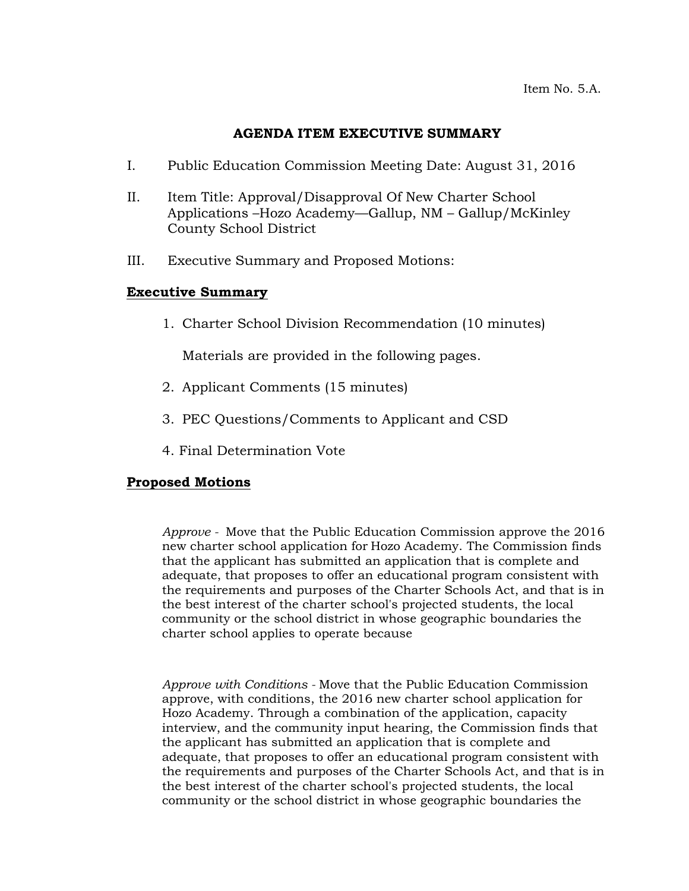Item No. 5.A.

## AGENDA ITEM EXECUTIVE SUMMARY

I. Public Education Commission Meeting Date: August 31, 2016

II. Item Title: Approval/Disapproval Of New Charter School Applications –Hozo Academy—Gallup, NM – Gallup/McKinley County School District

III. Executive Summary and Proposed Motions:

### Executive Summary

1. Charter School Division Recommendation (10 minutes)

   Materials are provided in the following pages.

2. Applicant Comments (15 minutes)

3. PEC Questions/Comments to Applicant and CSD

4. Final Determination Vote

### Proposed Motions

*Approve* - Move that the Public Education Commission approve the 2016 new charter school application for Hozo Academy. The Commission finds that the applicant has submitted an application that is complete and adequate, that proposes to offer an educational program consistent with the requirements and purposes of the Charter Schools Act, and that is in the best interest of the charter school's projected students, the local community or the school district in whose geographic boundaries the charter school applies to operate because

*Approve with Conditions* - Move that the Public Education Commission approve, with conditions, the 2016 new charter school application for Hozo Academy. Through a combination of the application, capacity interview, and the community input hearing, the Commission finds that the applicant has submitted an application that is complete and adequate, that proposes to offer an educational program consistent with the requirements and purposes of the Charter Schools Act, and that is in the best interest of the charter school's projected students, the local community or the school district in whose geographic boundaries the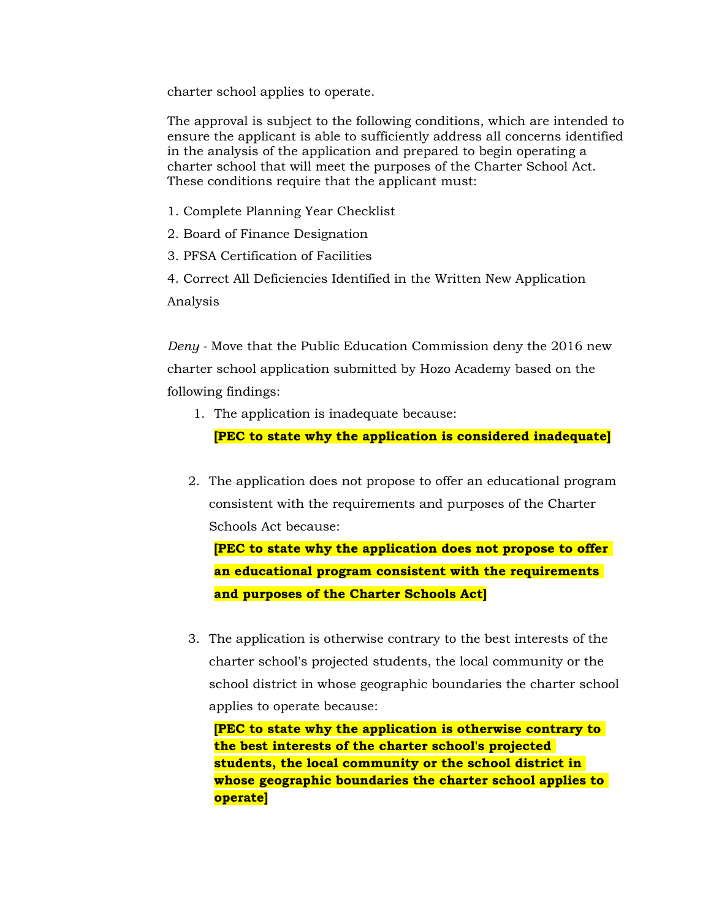charter school applies to operate.

The approval is subject to the following conditions, which are intended to ensure the applicant is able to sufficiently address all concerns identified in the analysis of the application and prepared to begin operating a charter school that will meet the purposes of the Charter School Act. These conditions require that the applicant must:

1. Complete Planning Year Checklist
2. Board of Finance Designation
3. PFSA Certification of Facilities
4. Correct All Deficiencies Identified in the Written New Application Analysis

*Deny* - Move that the Public Education Commission deny the 2016 new charter school application submitted by Hozo Academy based on the following findings:

1. The application is inadequate because:

   **[PEC to state why the application is considered inadequate]**

2. The application does not propose to offer an educational program consistent with the requirements and purposes of the Charter Schools Act because:

   **[PEC to state why the application does not propose to offer an educational program consistent with the requirements and purposes of the Charter Schools Act]**

3. The application is otherwise contrary to the best interests of the charter school's projected students, the local community or the school district in whose geographic boundaries the charter school applies to operate because:

   **[PEC to state why the application is otherwise contrary to the best interests of the charter school's projected students, the local community or the school district in whose geographic boundaries the charter school applies to operate]**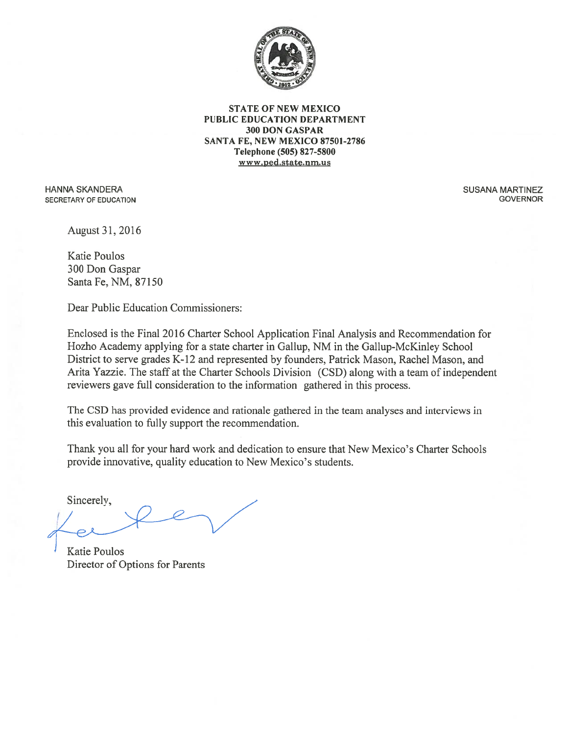**STATE OF NEW MEXICO**
**PUBLIC EDUCATION DEPARTMENT**
**300 DON GASPAR**
**SANTA FE, NEW MEXICO 87501-2786**
**Telephone (505) 827-5800**
**www.ped.state.nm.us**

HANNA SKANDERA
SECRETARY OF EDUCATION

SUSANA MARTINEZ
GOVERNOR

August 31, 2016

Katie Poulos
300 Don Gaspar
Santa Fe, NM, 87150

Dear Public Education Commissioners:

Enclosed is the Final 2016 Charter School Application Final Analysis and Recommendation for Hozho Academy applying for a state charter in Gallup, NM in the Gallup-McKinley School District to serve grades K-12 and represented by founders, Patrick Mason, Rachel Mason, and Arita Yazzie. The staff at the Charter Schools Division (CSD) along with a team of independent reviewers gave full consideration to the information gathered in this process.

The CSD has provided evidence and rationale gathered in the team analyses and interviews in this evaluation to fully support the recommendation.

Thank you all for your hard work and dedication to ensure that New Mexico's Charter Schools provide innovative, quality education to New Mexico's students.

Sincerely,

Katie Poulos
Director of Options for Parents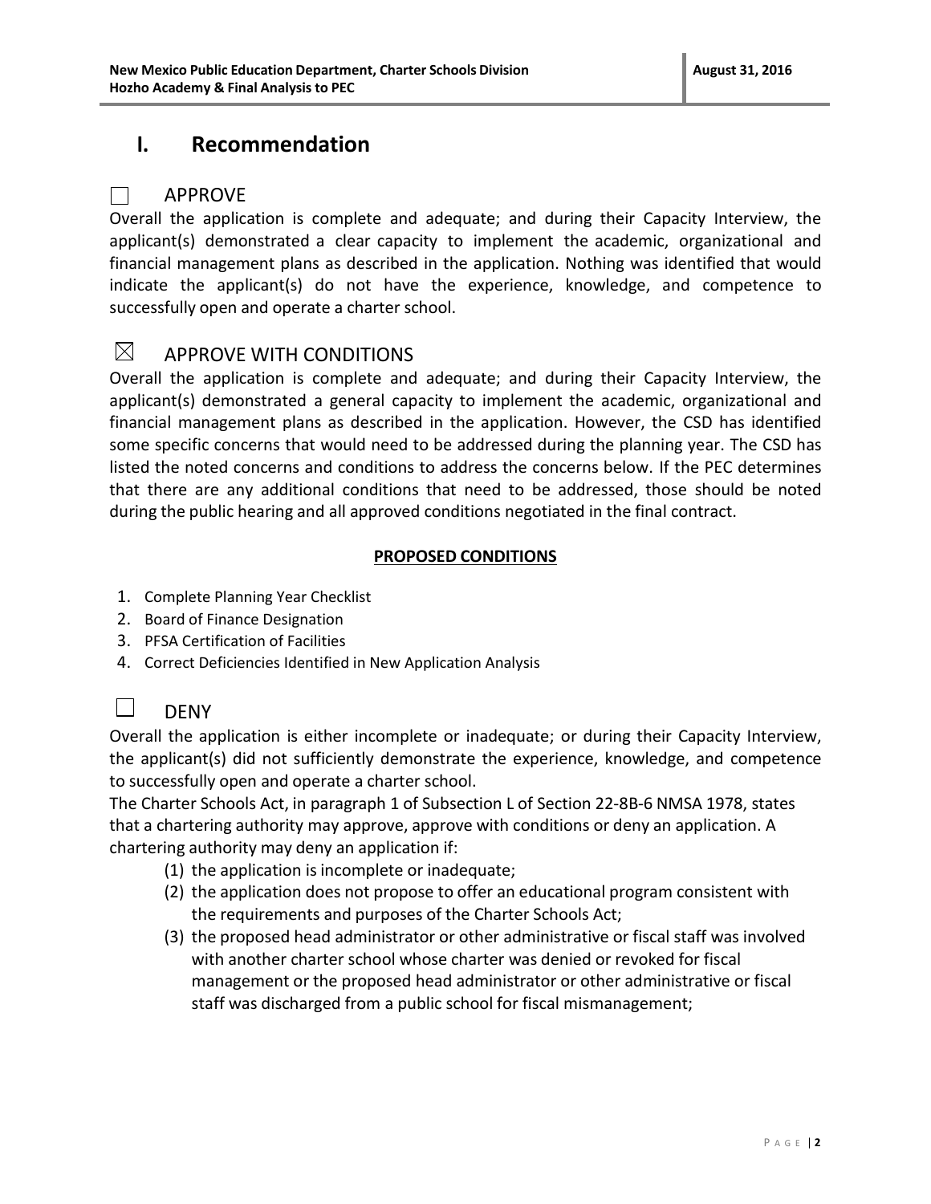# I. Recommendation

☐ APPROVE

Overall the application is complete and adequate; and during their Capacity Interview, the applicant(s) demonstrated a clear capacity to implement the academic, organizational and financial management plans as described in the application. Nothing was identified that would indicate the applicant(s) do not have the experience, knowledge, and competence to successfully open and operate a charter school.

☒ APPROVE WITH CONDITIONS

Overall the application is complete and adequate; and during their Capacity Interview, the applicant(s) demonstrated a general capacity to implement the academic, organizational and financial management plans as described in the application. However, the CSD has identified some specific concerns that would need to be addressed during the planning year. The CSD has listed the noted concerns and conditions to address the concerns below. If the PEC determines that there are any additional conditions that need to be addressed, those should be noted during the public hearing and all approved conditions negotiated in the final contract.

**PROPOSED CONDITIONS**

1. Complete Planning Year Checklist
2. Board of Finance Designation
3. PFSA Certification of Facilities
4. Correct Deficiencies Identified in New Application Analysis

☐ DENY

Overall the application is either incomplete or inadequate; or during their Capacity Interview, the applicant(s) did not sufficiently demonstrate the experience, knowledge, and competence to successfully open and operate a charter school.

The Charter Schools Act, in paragraph 1 of Subsection L of Section 22-8B-6 NMSA 1978, states that a chartering authority may approve, approve with conditions or deny an application. A chartering authority may deny an application if:

(1) the application is incomplete or inadequate;

(2) the application does not propose to offer an educational program consistent with the requirements and purposes of the Charter Schools Act;

(3) the proposed head administrator or other administrative or fiscal staff was involved with another charter school whose charter was denied or revoked for fiscal management or the proposed head administrator or other administrative or fiscal staff was discharged from a public school for fiscal mismanagement;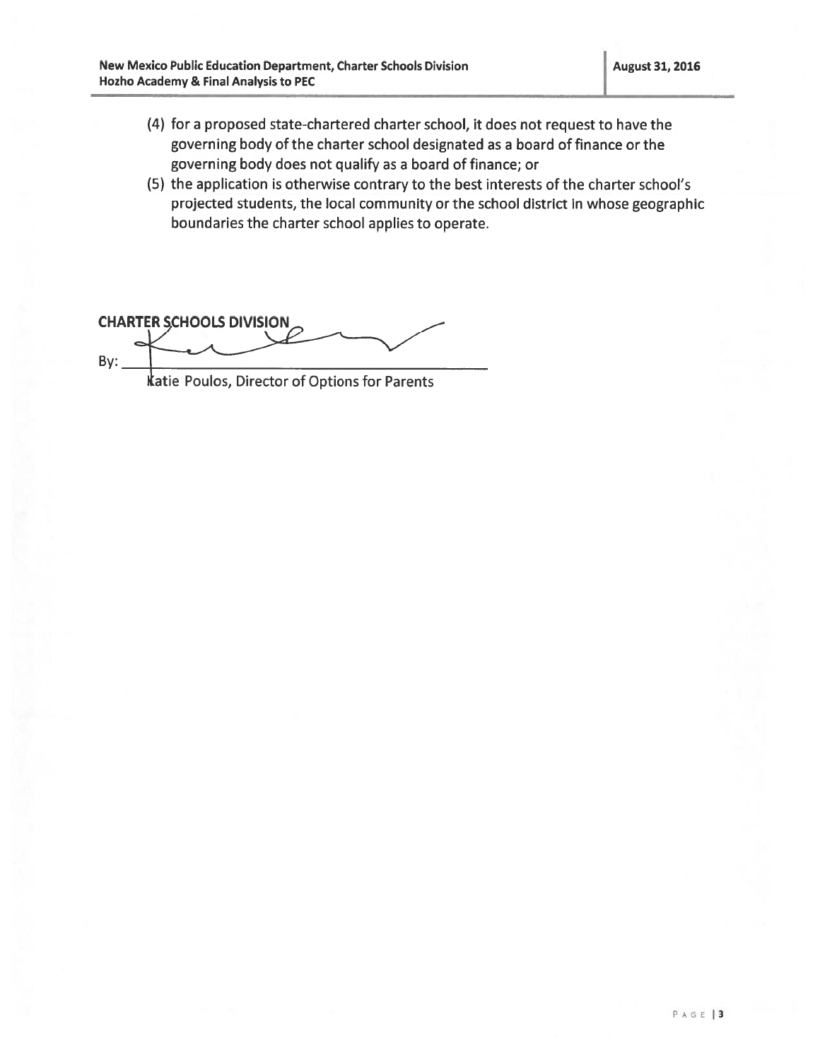(4) for a proposed state-chartered charter school, it does not request to have the governing body of the charter school designated as a board of finance or the governing body does not qualify as a board of finance; or

(5) the application is otherwise contrary to the best interests of the charter school's projected students, the local community or the school district in whose geographic boundaries the charter school applies to operate.

**CHARTER SCHOOLS DIVISION**

By: ______________________________

Katie Poulos, Director of Options for Parents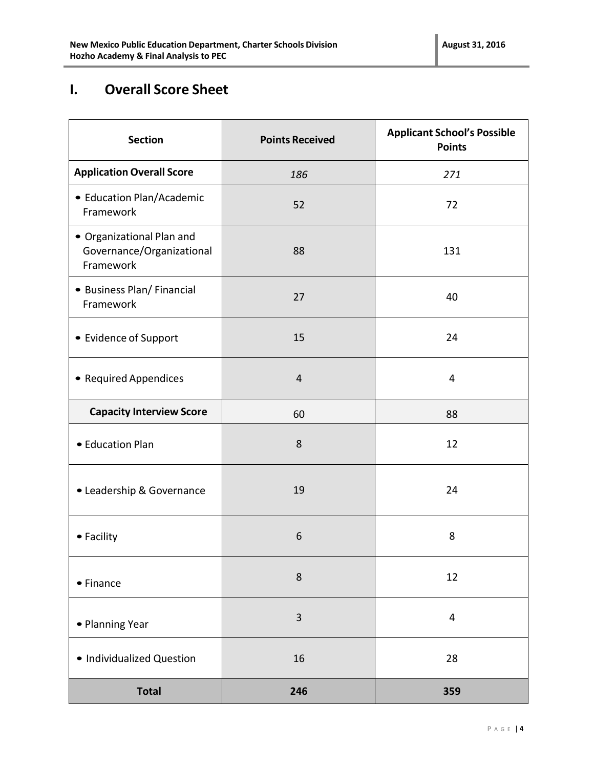# I. Overall Score Sheet

| Section | Points Received | Applicant School's Possible Points |
|---|---|---|
| **Application Overall Score** | *186* | *271* |
| • Education Plan/Academic Framework | 52 | 72 |
| • Organizational Plan and Governance/Organizational Framework | 88 | 131 |
| • Business Plan/ Financial Framework | 27 | 40 |
| • Evidence of Support | 15 | 24 |
| • Required Appendices | 4 | 4 |
| **Capacity Interview Score** | 60 | 88 |
| • Education Plan | 8 | 12 |
| • Leadership & Governance | 19 | 24 |
| • Facility | 6 | 8 |
| • Finance | 8 | 12 |
| • Planning Year | 3 | 4 |
| • Individualized Question | 16 | 28 |
| **Total** | **246** | **359** |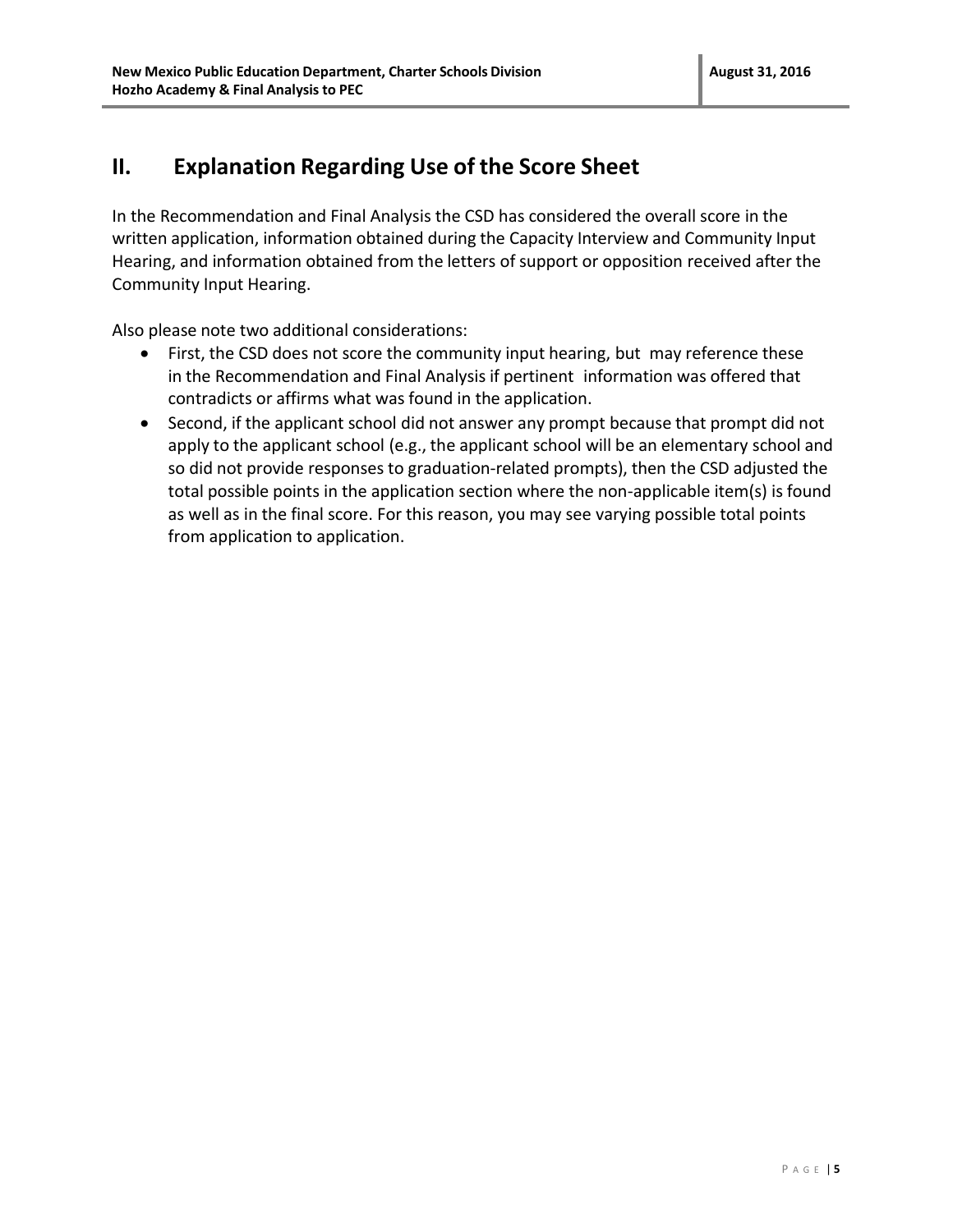## II. Explanation Regarding Use of the Score Sheet

In the Recommendation and Final Analysis the CSD has considered the overall score in the written application, information obtained during the Capacity Interview and Community Input Hearing, and information obtained from the letters of support or opposition received after the Community Input Hearing.

Also please note two additional considerations:

- First, the CSD does not score the community input hearing, but may reference these in the Recommendation and Final Analysis if pertinent information was offered that contradicts or affirms what was found in the application.
- Second, if the applicant school did not answer any prompt because that prompt did not apply to the applicant school (e.g., the applicant school will be an elementary school and so did not provide responses to graduation-related prompts), then the CSD adjusted the total possible points in the application section where the non-applicable item(s) is found as well as in the final score. For this reason, you may see varying possible total points from application to application.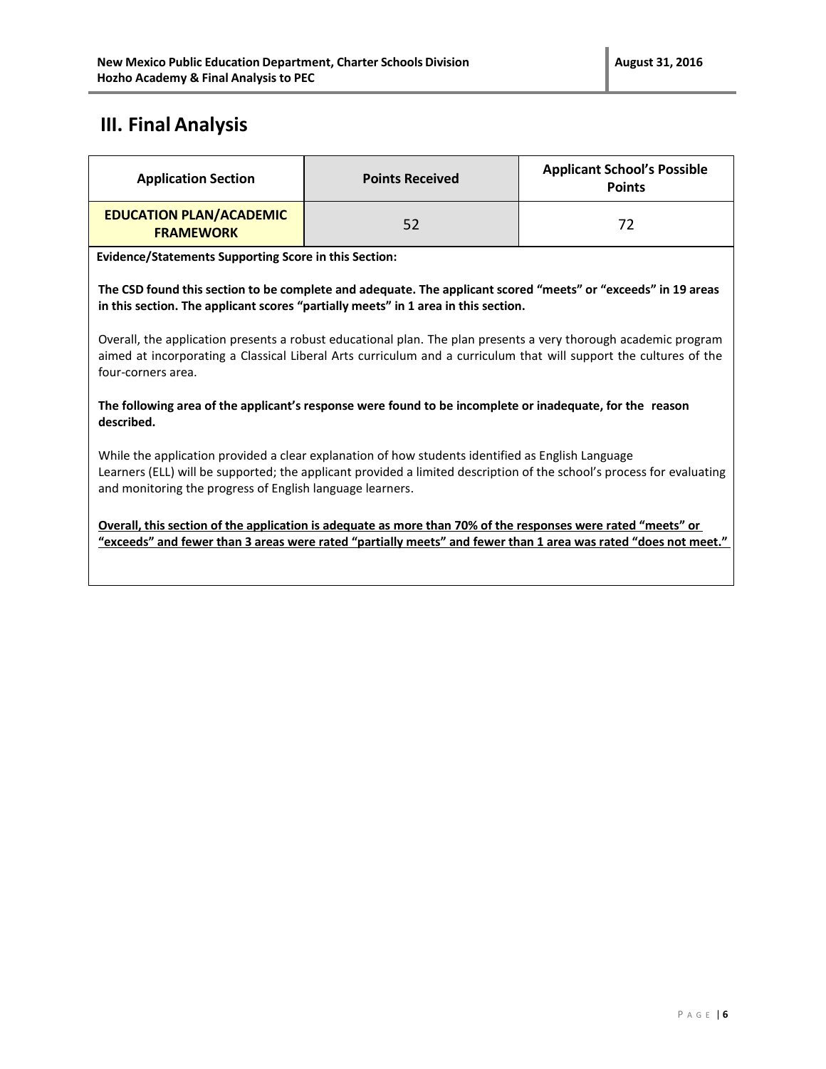# III. Final Analysis

| Application Section | Points Received | Applicant School's Possible Points |
| --- | --- | --- |
| **EDUCATION PLAN/ACADEMIC FRAMEWORK** | 52 | 72 |

**Evidence/Statements Supporting Score in this Section:**

**The CSD found this section to be complete and adequate. The applicant scored "meets" or "exceeds" in 19 areas in this section. The applicant scores "partially meets" in 1 area in this section.**

Overall, the application presents a robust educational plan. The plan presents a very thorough academic program aimed at incorporating a Classical Liberal Arts curriculum and a curriculum that will support the cultures of the four-corners area.

**The following area of the applicant's response were found to be incomplete or inadequate, for the reason described.**

While the application provided a clear explanation of how students identified as English Language Learners (ELL) will be supported; the applicant provided a limited description of the school's process for evaluating and monitoring the progress of English language learners.

**Overall, this section of the application is adequate as more than 70% of the responses were rated "meets" or "exceeds" and fewer than 3 areas were rated "partially meets" and fewer than 1 area was rated "does not meet."**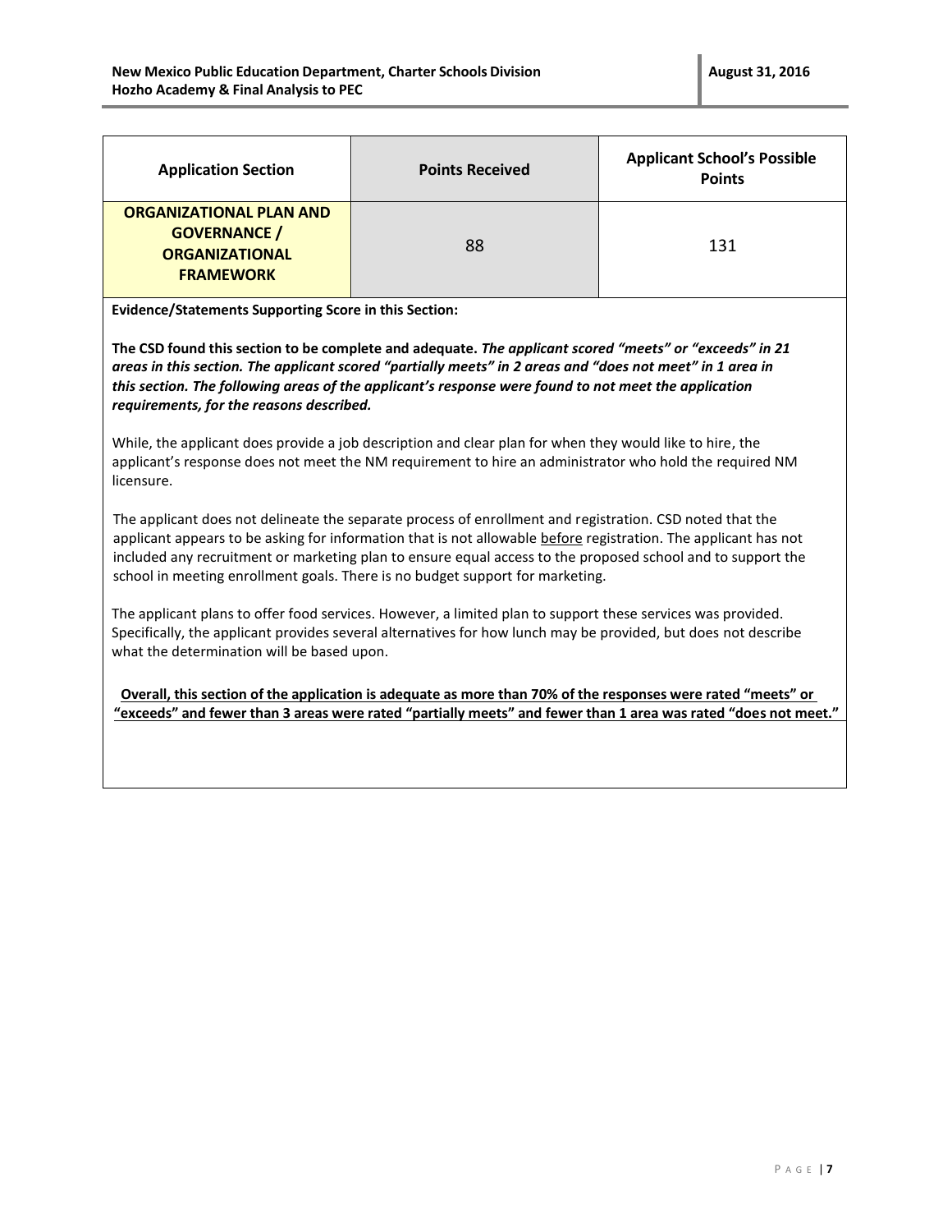| Application Section | Points Received | Applicant School's Possible Points |
|---|---|---|
| **ORGANIZATIONAL PLAN AND GOVERNANCE / ORGANIZATIONAL FRAMEWORK** | 88 | 131 |

**Evidence/Statements Supporting Score in this Section:**

**The CSD found this section to be complete and adequate.** ***The applicant scored "meets" or "exceeds" in 21 areas in this section. The applicant scored "partially meets" in 2 areas and "does not meet" in 1 area in this section. The following areas of the applicant's response were found to not meet the application requirements, for the reasons described.***

While, the applicant does provide a job description and clear plan for when they would like to hire, the applicant's response does not meet the NM requirement to hire an administrator who hold the required NM licensure.

The applicant does not delineate the separate process of enrollment and registration. CSD noted that the applicant appears to be asking for information that is not allowable before registration. The applicant has not included any recruitment or marketing plan to ensure equal access to the proposed school and to support the school in meeting enrollment goals. There is no budget support for marketing.

The applicant plans to offer food services. However, a limited plan to support these services was provided. Specifically, the applicant provides several alternatives for how lunch may be provided, but does not describe what the determination will be based upon.

**Overall, this section of the application is adequate as more than 70% of the responses were rated "meets" or "exceeds" and fewer than 3 areas were rated "partially meets" and fewer than 1 area was rated "does not meet."**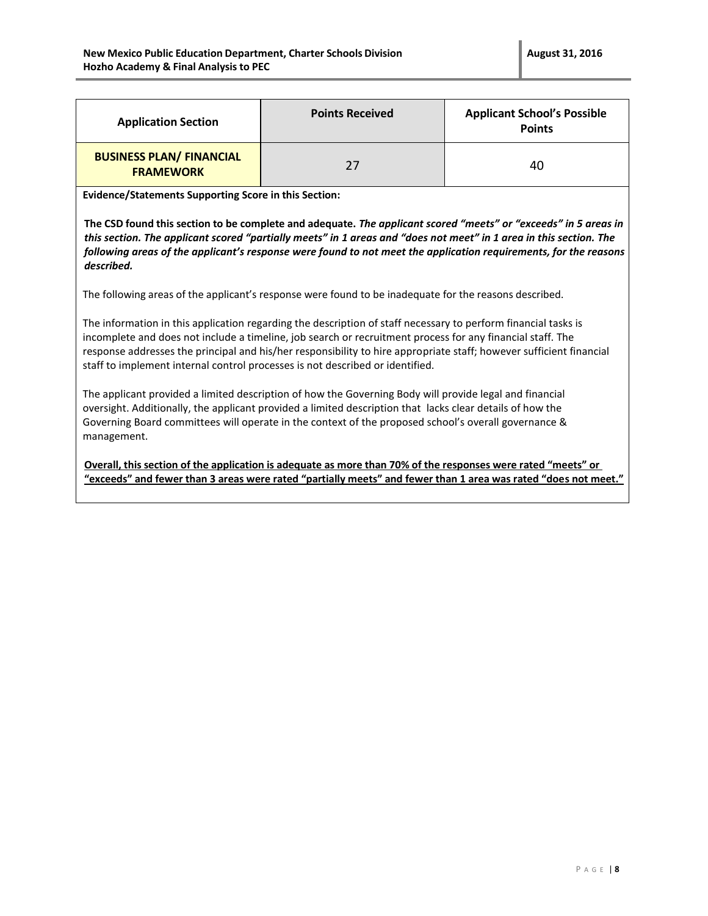| Application Section | Points Received | Applicant School's Possible Points |
|---|---|---|
| **BUSINESS PLAN/ FINANCIAL FRAMEWORK** | 27 | 40 |

**Evidence/Statements Supporting Score in this Section:**

**The CSD found this section to be complete and adequate.** ***The applicant scored "meets" or "exceeds" in 5 areas in this section. The applicant scored "partially meets" in 1 areas and "does not meet" in 1 area in this section. The following areas of the applicant's response were found to not meet the application requirements, for the reasons described.***

The following areas of the applicant's response were found to be inadequate for the reasons described.

The information in this application regarding the description of staff necessary to perform financial tasks is incomplete and does not include a timeline, job search or recruitment process for any financial staff. The response addresses the principal and his/her responsibility to hire appropriate staff; however sufficient financial staff to implement internal control processes is not described or identified.

The applicant provided a limited description of how the Governing Body will provide legal and financial oversight. Additionally, the applicant provided a limited description that lacks clear details of how the Governing Board committees will operate in the context of the proposed school's overall governance & management.

**Overall, this section of the application is adequate as more than 70% of the responses were rated "meets" or "exceeds" and fewer than 3 areas were rated "partially meets" and fewer than 1 area was rated "does not meet."**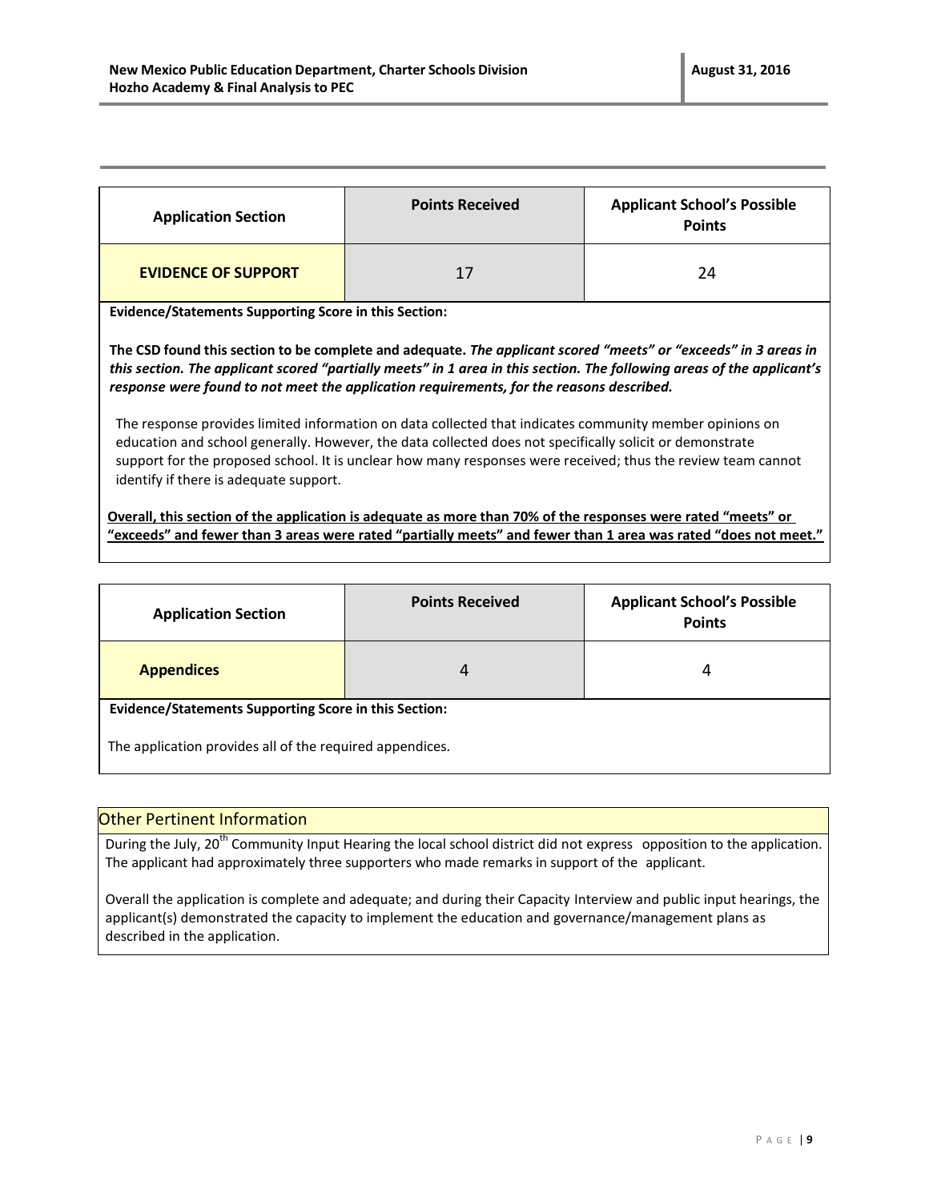| Application Section | Points Received | Applicant School's Possible Points |
|---|---|---|
| **EVIDENCE OF SUPPORT** | 17 | 24 |

**Evidence/Statements Supporting Score in this Section:**

**The CSD found this section to be complete and adequate.** ***The applicant scored "meets" or "exceeds" in 3 areas in this section. The applicant scored "partially meets" in 1 area in this section. The following areas of the applicant's response were found to not meet the application requirements, for the reasons described.***

The response provides limited information on data collected that indicates community member opinions on education and school generally. However, the data collected does not specifically solicit or demonstrate support for the proposed school. It is unclear how many responses were received; thus the review team cannot identify if there is adequate support.

**Overall, this section of the application is adequate as more than 70% of the responses were rated "meets" or "exceeds" and fewer than 3 areas were rated "partially meets" and fewer than 1 area was rated "does not meet."**

| Application Section | Points Received | Applicant School's Possible Points |
|---|---|---|
| **Appendices** | 4 | 4 |

**Evidence/Statements Supporting Score in this Section:**

The application provides all of the required appendices.

## Other Pertinent Information

During the July, 20th Community Input Hearing the local school district did not express opposition to the application. The applicant had approximately three supporters who made remarks in support of the applicant.

Overall the application is complete and adequate; and during their Capacity Interview and public input hearings, the applicant(s) demonstrated the capacity to implement the education and governance/management plans as described in the application.